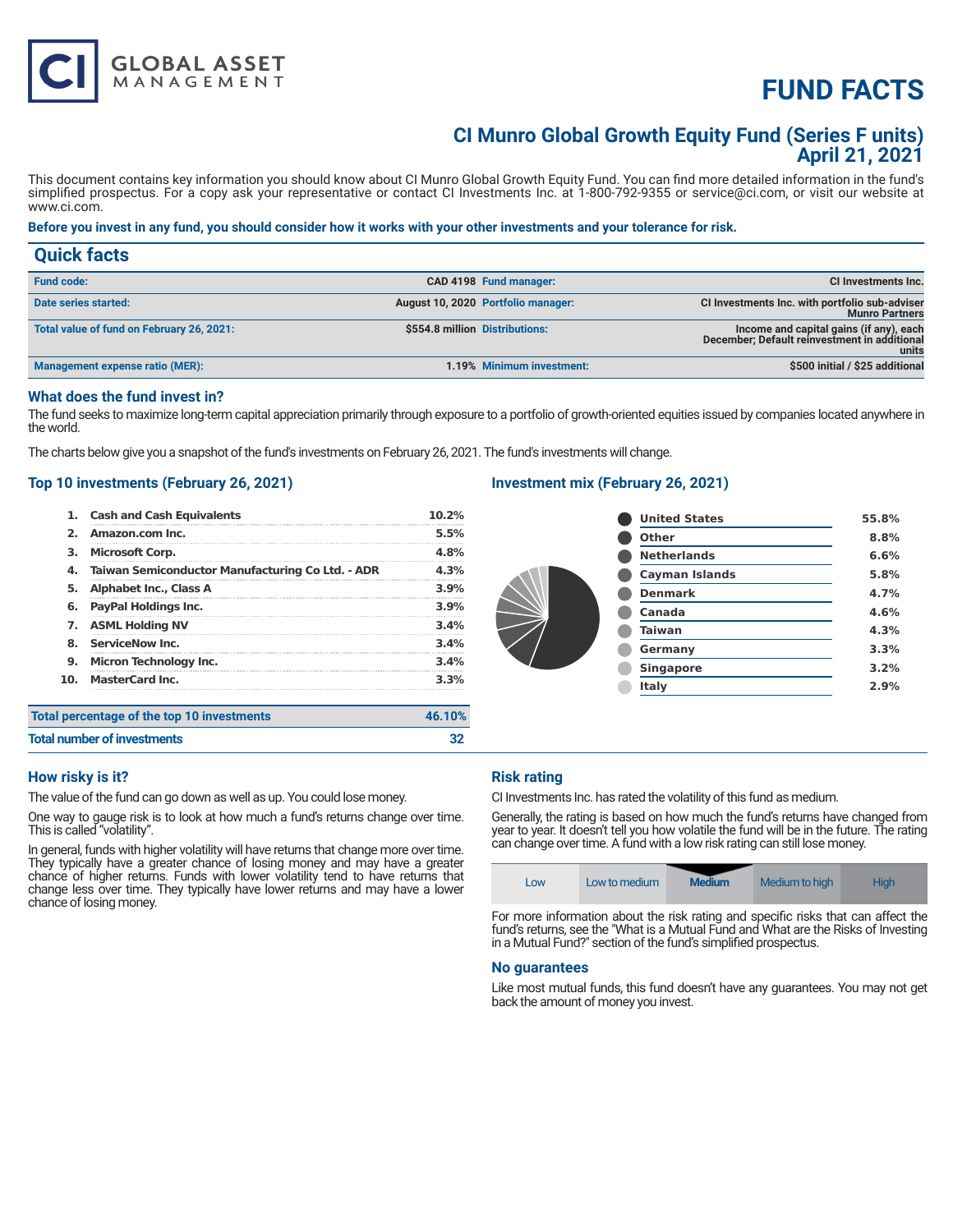CI GLOBAL ASSET MANAGEMENT

# FUND FACTS

## CI Munro Global Growth Equity Fund (Series F units)
## April 21, 2021

This document contains key information you should know about CI Munro Global Growth Equity Fund. You can find more detailed information in the fund's simplified prospectus. For a copy ask your representative or contact CI Investments Inc. at 1-800-792-9355 or service@ci.com, or visit our website at www.ci.com.

**Before you invest in any fund, you should consider how it works with your other investments and your tolerance for risk.**

## Quick facts

| | | | |
|---|---|---|---|
| **Fund code:** | CAD 4198 | **Fund manager:** | CI Investments Inc. |
| **Date series started:** | August 10, 2020 | **Portfolio manager:** | CI Investments Inc. with portfolio sub-adviser Munro Partners |
| **Total value of fund on February 26, 2021:** | $554.8 million | **Distributions:** | Income and capital gains (if any), each December; Default reinvestment in additional units |
| **Management expense ratio (MER):** | 1.19% | **Minimum investment:** | $500 initial / $25 additional |

### What does the fund invest in?

The fund seeks to maximize long-term capital appreciation primarily through exposure to a portfolio of growth-oriented equities issued by companies located anywhere in the world.

The charts below give you a snapshot of the fund's investments on February 26, 2021. The fund's investments will change.

### Top 10 investments (February 26, 2021)

| | | |
|---|---|---|
| 1. | Cash and Cash Equivalents | 10.2% |
| 2. | Amazon.com Inc. | 5.5% |
| 3. | Microsoft Corp. | 4.8% |
| 4. | Taiwan Semiconductor Manufacturing Co Ltd. - ADR | 4.3% |
| 5. | Alphabet Inc., Class A | 3.9% |
| 6. | PayPal Holdings Inc. | 3.9% |
| 7. | ASML Holding NV | 3.4% |
| 8. | ServiceNow Inc. | 3.4% |
| 9. | Micron Technology Inc. | 3.4% |
| 10. | MasterCard Inc. | 3.3% |
| | **Total percentage of the top 10 investments** | **46.10%** |
| | **Total number of investments** | **32** |

### Investment mix (February 26, 2021)

| | |
|---|---|
| United States | 55.8% |
| Other | 8.8% |
| Netherlands | 6.6% |
| Cayman Islands | 5.8% |
| Denmark | 4.7% |
| Canada | 4.6% |
| Taiwan | 4.3% |
| Germany | 3.3% |
| Singapore | 3.2% |
| Italy | 2.9% |

### How risky is it?

The value of the fund can go down as well as up. You could lose money.

One way to gauge risk is to look at how much a fund's returns change over time. This is called "volatility".

In general, funds with higher volatility will have returns that change more over time. They typically have a greater chance of losing money and may have a greater chance of higher returns. Funds with lower volatility tend to have returns that change less over time. They typically have lower returns and may have a lower chance of losing money.

### Risk rating

CI Investments Inc. has rated the volatility of this fund as medium.

Generally, the rating is based on how much the fund's returns have changed from year to year. It doesn't tell you how volatile the fund will be in the future. The rating can change over time. A fund with a low risk rating can still lose money.

| Low | Low to medium | **Medium** | Medium to high | High |
|---|---|---|---|---|

For more information about the risk rating and specific risks that can affect the fund's returns, see the "What is a Mutual Fund and What are the Risks of Investing in a Mutual Fund?" section of the fund's simplified prospectus.

### No guarantees

Like most mutual funds, this fund doesn't have any guarantees. You may not get back the amount of money you invest.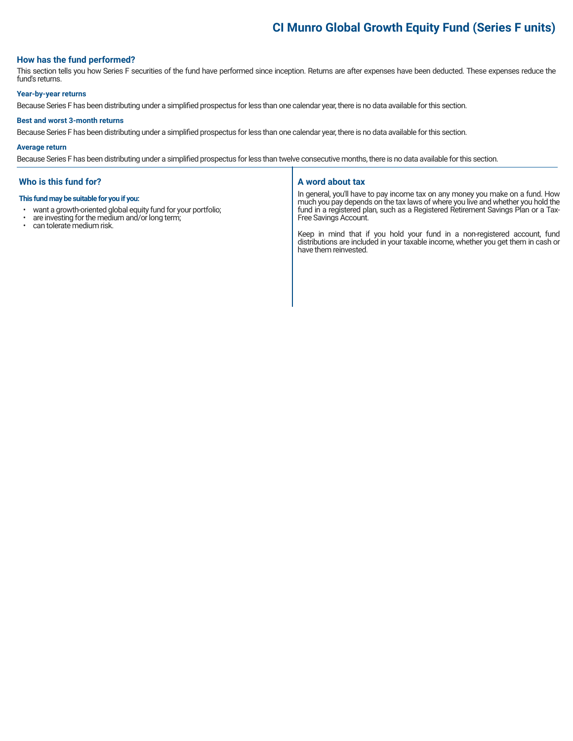# CI Munro Global Growth Equity Fund (Series F units)

## How has the fund performed?

This section tells you how Series F securities of the fund have performed since inception. Returns are after expenses have been deducted. These expenses reduce the fund's returns.

### Year-by-year returns

Because Series F has been distributing under a simplified prospectus for less than one calendar year, there is no data available for this section.

### Best and worst 3-month returns

Because Series F has been distributing under a simplified prospectus for less than one calendar year, there is no data available for this section.

### Average return

Because Series F has been distributing under a simplified prospectus for less than twelve consecutive months, there is no data available for this section.

## Who is this fund for?

**This fund may be suitable for you if you:**

- want a growth-oriented global equity fund for your portfolio;
- are investing for the medium and/or long term;
- can tolerate medium risk.

## A word about tax

In general, you'll have to pay income tax on any money you make on a fund. How much you pay depends on the tax laws of where you live and whether you hold the fund in a registered plan, such as a Registered Retirement Savings Plan or a Tax-Free Savings Account.

Keep in mind that if you hold your fund in a non-registered account, fund distributions are included in your taxable income, whether you get them in cash or have them reinvested.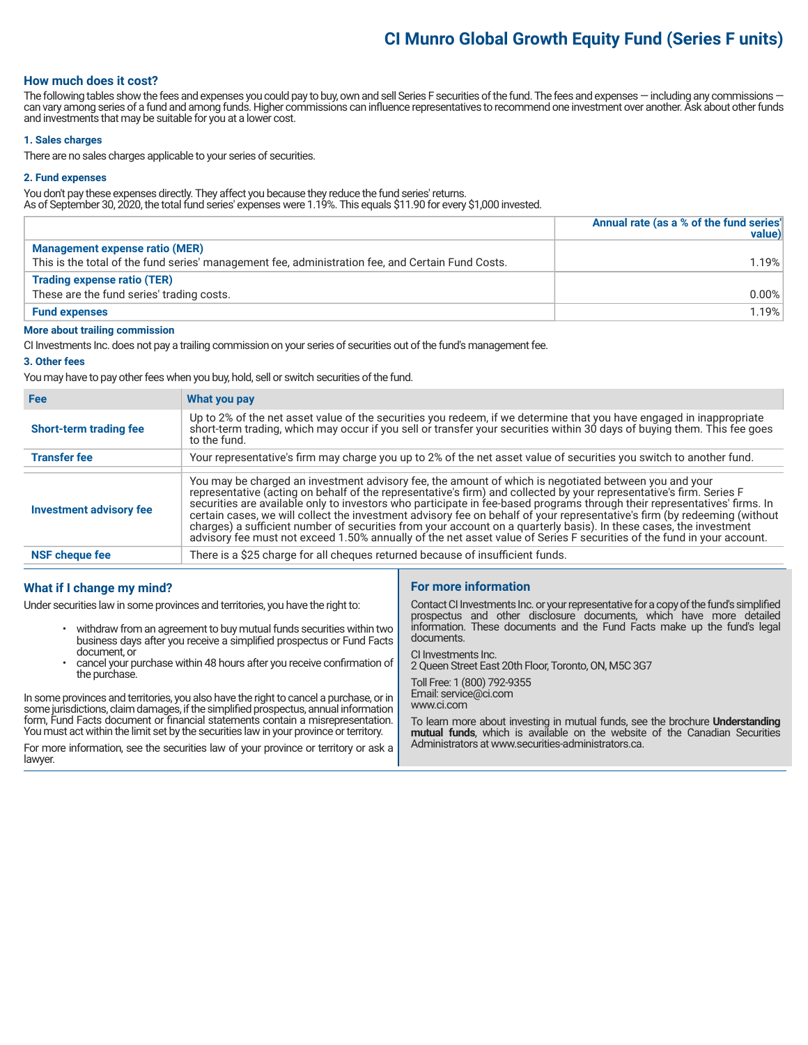# CI Munro Global Growth Equity Fund (Series F units)

## How much does it cost?

The following tables show the fees and expenses you could pay to buy, own and sell Series F securities of the fund. The fees and expenses — including any commissions — can vary among series of a fund and among funds. Higher commissions can influence representatives to recommend one investment over another. Ask about other funds and investments that may be suitable for you at a lower cost.

### 1. Sales charges

There are no sales charges applicable to your series of securities.

### 2. Fund expenses

You don't pay these expenses directly. They affect you because they reduce the fund series' returns.
As of September 30, 2020, the total fund series' expenses were 1.19%. This equals $11.90 for every $1,000 invested.

| | Annual rate (as a % of the fund series' value) |
|---|---|
| **Management expense ratio (MER)**<br>This is the total of the fund series' management fee, administration fee, and Certain Fund Costs. | 1.19% |
| **Trading expense ratio (TER)**<br>These are the fund series' trading costs. | 0.00% |
| **Fund expenses** | 1.19% |

#### More about trailing commission

CI Investments Inc. does not pay a trailing commission on your series of securities out of the fund's management fee.

### 3. Other fees

You may have to pay other fees when you buy, hold, sell or switch securities of the fund.

| Fee | What you pay |
|---|---|
| **Short-term trading fee** | Up to 2% of the net asset value of the securities you redeem, if we determine that you have engaged in inappropriate short-term trading, which may occur if you sell or transfer your securities within 30 days of buying them. This fee goes to the fund. |
| **Transfer fee** | Your representative's firm may charge you up to 2% of the net asset value of securities you switch to another fund. |
| **Investment advisory fee** | You may be charged an investment advisory fee, the amount of which is negotiated between you and your representative (acting on behalf of the representative's firm) and collected by your representative's firm. Series F securities are available only to investors who participate in fee-based programs through their representatives' firms. In certain cases, we will collect the investment advisory fee on behalf of your representative's firm (by redeeming (without charges) a sufficient number of securities from your account on a quarterly basis). In these cases, the investment advisory fee must not exceed 1.50% annually of the net asset value of Series F securities of the fund in your account. |
| **NSF cheque fee** | There is a $25 charge for all cheques returned because of insufficient funds. |

## What if I change my mind?

Under securities law in some provinces and territories, you have the right to:

- withdraw from an agreement to buy mutual funds securities within two business days after you receive a simplified prospectus or Fund Facts document, or
- cancel your purchase within 48 hours after you receive confirmation of the purchase.

In some provinces and territories, you also have the right to cancel a purchase, or in some jurisdictions, claim damages, if the simplified prospectus, annual information form, Fund Facts document or financial statements contain a misrepresentation. You must act within the limit set by the securities law in your province or territory.

For more information, see the securities law of your province or territory or ask a lawyer.

## For more information

Contact CI Investments Inc. or your representative for a copy of the fund's simplified prospectus and other disclosure documents, which have more detailed information. These documents and the Fund Facts make up the fund's legal documents.

CI Investments Inc.
2 Queen Street East 20th Floor, Toronto, ON, M5C 3G7

Toll Free: 1 (800) 792-9355
Email: service@ci.com
www.ci.com

To learn more about investing in mutual funds, see the brochure **Understanding mutual funds**, which is available on the website of the Canadian Securities Administrators at www.securities-administrators.ca.